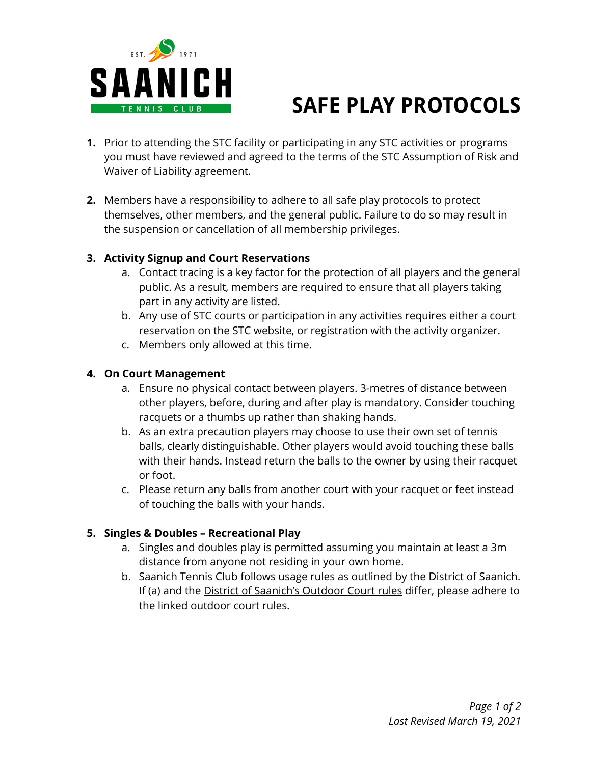SAANICH TENNIS CLUB

EST. 1971

# SAFE PLAY PROTOCOLS

1. Prior to attending the STC facility or participating in any STC activities or programs you must have reviewed and agreed to the terms of the STC Assumption of Risk and Waiver of Liability agreement.

2. Members have a responsibility to adhere to all safe play protocols to protect themselves, other members, and the general public. Failure to do so may result in the suspension or cancellation of all membership privileges.

3. **Activity Signup and Court Reservations**
   a. Contact tracing is a key factor for the protection of all players and the general public. As a result, members are required to ensure that all players taking part in any activity are listed.
   b. Any use of STC courts or participation in any activities requires either a court reservation on the STC website, or registration with the activity organizer.
   c. Members only allowed at this time.

4. **On Court Management**
   a. Ensure no physical contact between players. 3-metres of distance between other players, before, during and after play is mandatory. Consider touching racquets or a thumbs up rather than shaking hands.
   b. As an extra precaution players may choose to use their own set of tennis balls, clearly distinguishable. Other players would avoid touching these balls with their hands. Instead return the balls to the owner by using their racquet or foot.
   c. Please return any balls from another court with your racquet or feet instead of touching the balls with your hands.

5. **Singles & Doubles – Recreational Play**
   a. Singles and doubles play is permitted assuming you maintain at least a 3m distance from anyone not residing in your own home.
   b. Saanich Tennis Club follows usage rules as outlined by the District of Saanich. If (a) and the District of Saanich's Outdoor Court rules differ, please adhere to the linked outdoor court rules.

*Last Revised March 19, 2021*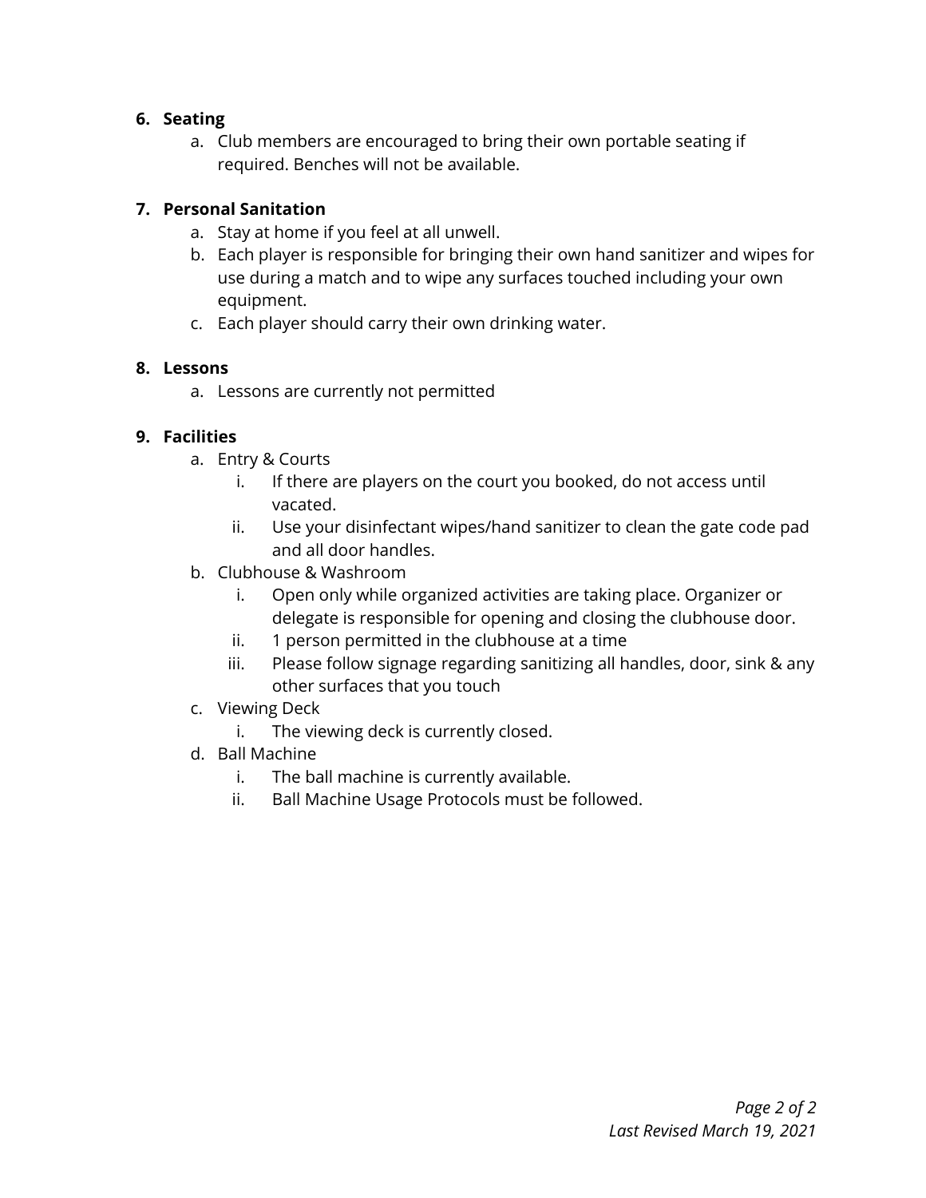6. **Seating**
    a. Club members are encouraged to bring their own portable seating if required. Benches will not be available.

7. **Personal Sanitation**
    a. Stay at home if you feel at all unwell.
    b. Each player is responsible for bringing their own hand sanitizer and wipes for use during a match and to wipe any surfaces touched including your own equipment.
    c. Each player should carry their own drinking water.

8. **Lessons**
    a. Lessons are currently not permitted

9. **Facilities**
    a. Entry & Courts
        i. If there are players on the court you booked, do not access until vacated.
        ii. Use your disinfectant wipes/hand sanitizer to clean the gate code pad and all door handles.
    b. Clubhouse & Washroom
        i. Open only while organized activities are taking place. Organizer or delegate is responsible for opening and closing the clubhouse door.
        ii. 1 person permitted in the clubhouse at a time
        iii. Please follow signage regarding sanitizing all handles, door, sink & any other surfaces that you touch
    c. Viewing Deck
        i. The viewing deck is currently closed.
    d. Ball Machine
        i. The ball machine is currently available.
        ii. Ball Machine Usage Protocols must be followed.

*Last Revised March 19, 2021*